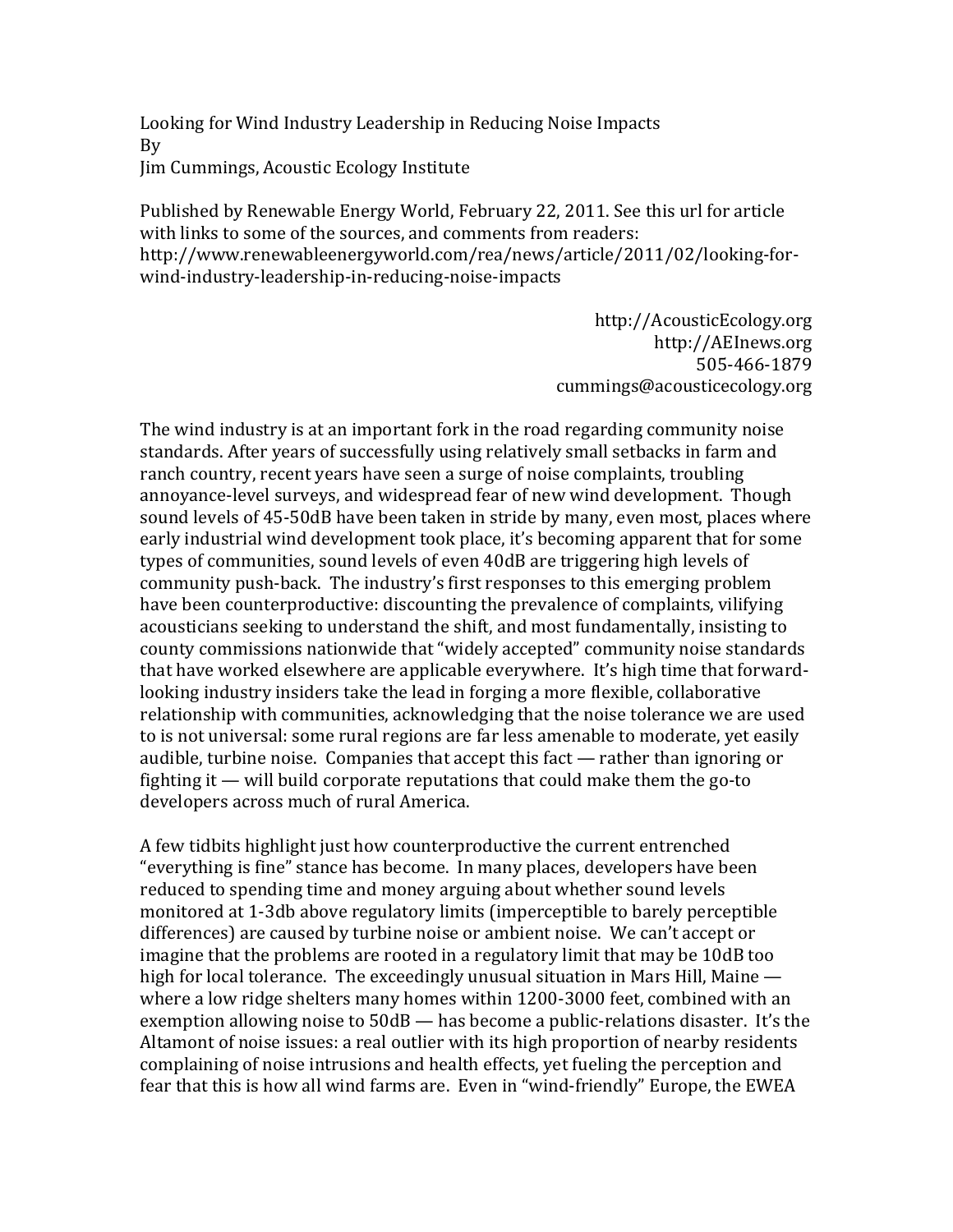# Looking for Wind Industry Leadership in Reducing Noise Impacts

By

Jim Cummings, Acoustic Ecology Institute

Published by Renewable Energy World, February 22, 2011. See this url for article with links to some of the sources, and comments from readers: http://www.renewableenergyworld.com/rea/news/article/2011/02/looking-for-wind-industry-leadership-in-reducing-noise-impacts

http://AcousticEcology.org
http://AEInews.org
505-466-1879
cummings@acousticecology.org

The wind industry is at an important fork in the road regarding community noise standards. After years of successfully using relatively small setbacks in farm and ranch country, recent years have seen a surge of noise complaints, troubling annoyance-level surveys, and widespread fear of new wind development. Though sound levels of 45-50dB have been taken in stride by many, even most, places where early industrial wind development took place, it's becoming apparent that for some types of communities, sound levels of even 40dB are triggering high levels of community push-back. The industry's first responses to this emerging problem have been counterproductive: discounting the prevalence of complaints, vilifying acousticians seeking to understand the shift, and most fundamentally, insisting to county commissions nationwide that "widely accepted" community noise standards that have worked elsewhere are applicable everywhere. It's high time that forward-looking industry insiders take the lead in forging a more flexible, collaborative relationship with communities, acknowledging that the noise tolerance we are used to is not universal: some rural regions are far less amenable to moderate, yet easily audible, turbine noise. Companies that accept this fact — rather than ignoring or fighting it — will build corporate reputations that could make them the go-to developers across much of rural America.

A few tidbits highlight just how counterproductive the current entrenched "everything is fine" stance has become. In many places, developers have been reduced to spending time and money arguing about whether sound levels monitored at 1-3db above regulatory limits (imperceptible to barely perceptible differences) are caused by turbine noise or ambient noise. We can't accept or imagine that the problems are rooted in a regulatory limit that may be 10dB too high for local tolerance. The exceedingly unusual situation in Mars Hill, Maine — where a low ridge shelters many homes within 1200-3000 feet, combined with an exemption allowing noise to 50dB — has become a public-relations disaster. It's the Altamont of noise issues: a real outlier with its high proportion of nearby residents complaining of noise intrusions and health effects, yet fueling the perception and fear that this is how all wind farms are. Even in "wind-friendly" Europe, the EWEA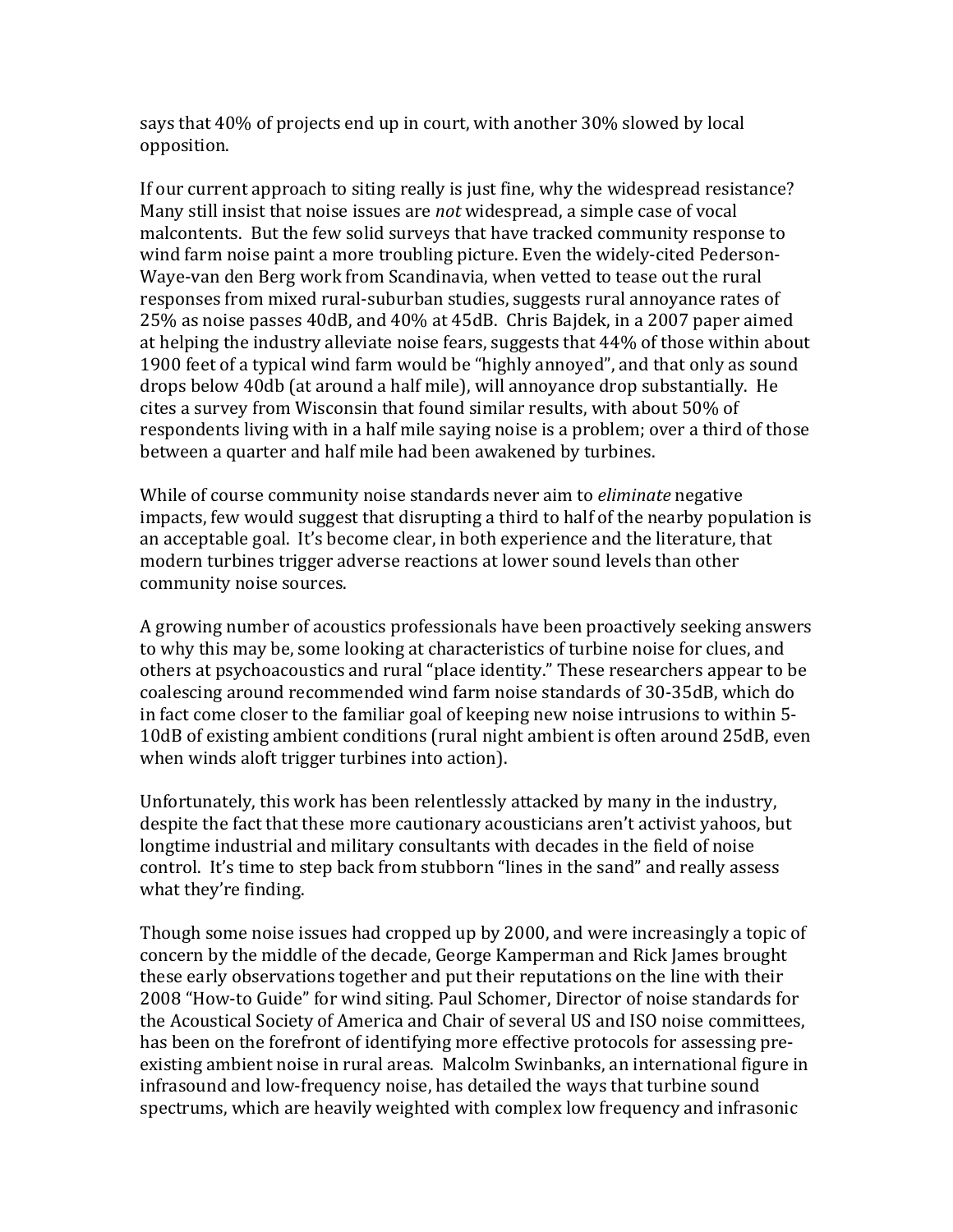says that 40% of projects end up in court, with another 30% slowed by local opposition.

If our current approach to siting really is just fine, why the widespread resistance? Many still insist that noise issues are *not* widespread, a simple case of vocal malcontents. But the few solid surveys that have tracked community response to wind farm noise paint a more troubling picture. Even the widely-cited Pederson-Waye-van den Berg work from Scandinavia, when vetted to tease out the rural responses from mixed rural-suburban studies, suggests rural annoyance rates of 25% as noise passes 40dB, and 40% at 45dB. Chris Bajdek, in a 2007 paper aimed at helping the industry alleviate noise fears, suggests that 44% of those within about 1900 feet of a typical wind farm would be "highly annoyed", and that only as sound drops below 40db (at around a half mile), will annoyance drop substantially. He cites a survey from Wisconsin that found similar results, with about 50% of respondents living with in a half mile saying noise is a problem; over a third of those between a quarter and half mile had been awakened by turbines.

While of course community noise standards never aim to *eliminate* negative impacts, few would suggest that disrupting a third to half of the nearby population is an acceptable goal. It's become clear, in both experience and the literature, that modern turbines trigger adverse reactions at lower sound levels than other community noise sources.

A growing number of acoustics professionals have been proactively seeking answers to why this may be, some looking at characteristics of turbine noise for clues, and others at psychoacoustics and rural "place identity." These researchers appear to be coalescing around recommended wind farm noise standards of 30-35dB, which do in fact come closer to the familiar goal of keeping new noise intrusions to within 5-10dB of existing ambient conditions (rural night ambient is often around 25dB, even when winds aloft trigger turbines into action).

Unfortunately, this work has been relentlessly attacked by many in the industry, despite the fact that these more cautionary acousticians aren't activist yahoos, but longtime industrial and military consultants with decades in the field of noise control. It's time to step back from stubborn "lines in the sand" and really assess what they're finding.

Though some noise issues had cropped up by 2000, and were increasingly a topic of concern by the middle of the decade, George Kamperman and Rick James brought these early observations together and put their reputations on the line with their 2008 "How-to Guide" for wind siting. Paul Schomer, Director of noise standards for the Acoustical Society of America and Chair of several US and ISO noise committees, has been on the forefront of identifying more effective protocols for assessing pre-existing ambient noise in rural areas. Malcolm Swinbanks, an international figure in infrasound and low-frequency noise, has detailed the ways that turbine sound spectrums, which are heavily weighted with complex low frequency and infrasonic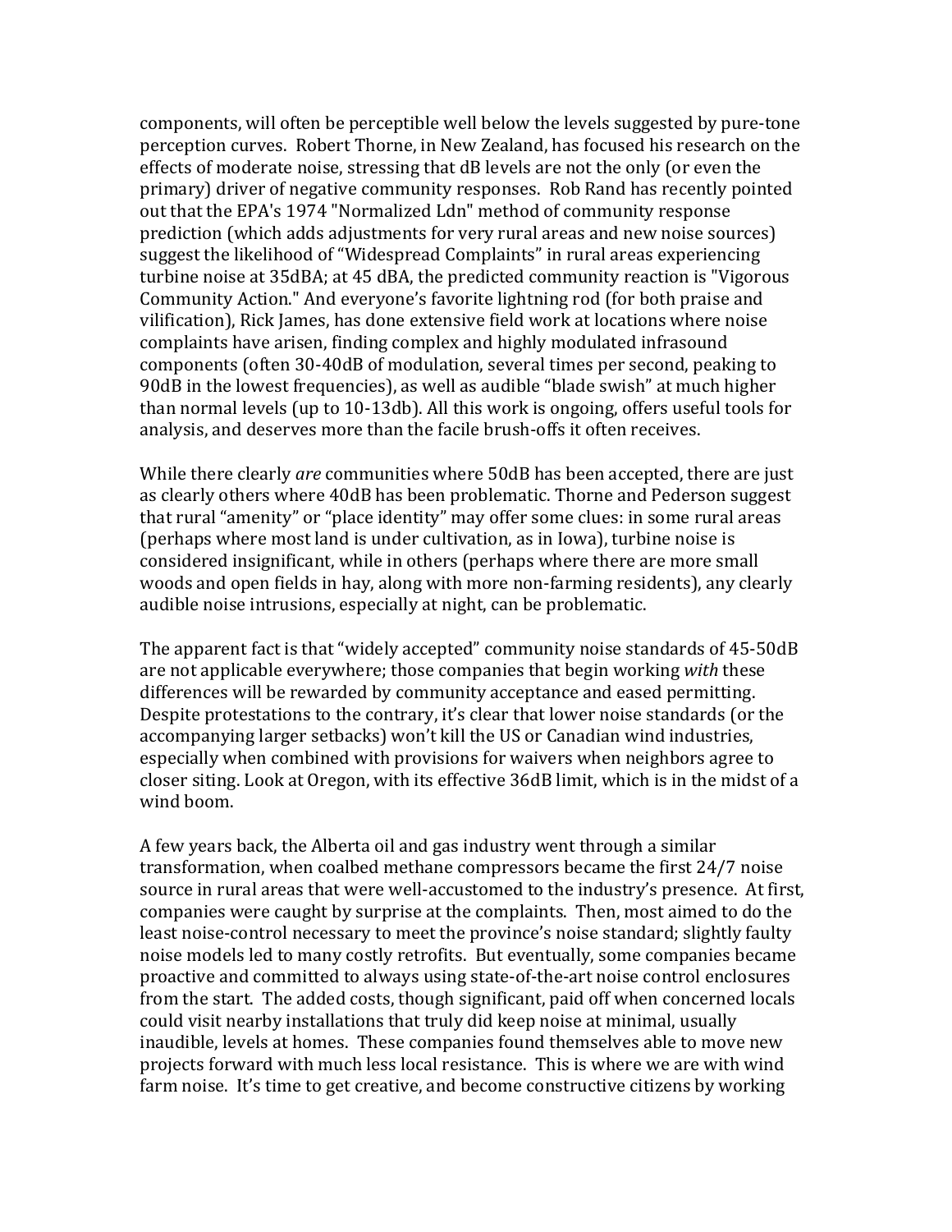components, will often be perceptible well below the levels suggested by pure-tone perception curves. Robert Thorne, in New Zealand, has focused his research on the effects of moderate noise, stressing that dB levels are not the only (or even the primary) driver of negative community responses. Rob Rand has recently pointed out that the EPA's 1974 "Normalized Ldn" method of community response prediction (which adds adjustments for very rural areas and new noise sources) suggest the likelihood of "Widespread Complaints" in rural areas experiencing turbine noise at 35dBA; at 45 dBA, the predicted community reaction is "Vigorous Community Action." And everyone's favorite lightning rod (for both praise and vilification), Rick James, has done extensive field work at locations where noise complaints have arisen, finding complex and highly modulated infrasound components (often 30-40dB of modulation, several times per second, peaking to 90dB in the lowest frequencies), as well as audible "blade swish" at much higher than normal levels (up to 10-13db). All this work is ongoing, offers useful tools for analysis, and deserves more than the facile brush-offs it often receives.

While there clearly *are* communities where 50dB has been accepted, there are just as clearly others where 40dB has been problematic. Thorne and Pederson suggest that rural "amenity" or "place identity" may offer some clues: in some rural areas (perhaps where most land is under cultivation, as in Iowa), turbine noise is considered insignificant, while in others (perhaps where there are more small woods and open fields in hay, along with more non-farming residents), any clearly audible noise intrusions, especially at night, can be problematic.

The apparent fact is that "widely accepted" community noise standards of 45-50dB are not applicable everywhere; those companies that begin working *with* these differences will be rewarded by community acceptance and eased permitting. Despite protestations to the contrary, it's clear that lower noise standards (or the accompanying larger setbacks) won't kill the US or Canadian wind industries, especially when combined with provisions for waivers when neighbors agree to closer siting. Look at Oregon, with its effective 36dB limit, which is in the midst of a wind boom.

A few years back, the Alberta oil and gas industry went through a similar transformation, when coalbed methane compressors became the first 24/7 noise source in rural areas that were well-accustomed to the industry's presence. At first, companies were caught by surprise at the complaints. Then, most aimed to do the least noise-control necessary to meet the province's noise standard; slightly faulty noise models led to many costly retrofits. But eventually, some companies became proactive and committed to always using state-of-the-art noise control enclosures from the start. The added costs, though significant, paid off when concerned locals could visit nearby installations that truly did keep noise at minimal, usually inaudible, levels at homes. These companies found themselves able to move new projects forward with much less local resistance. This is where we are with wind farm noise. It's time to get creative, and become constructive citizens by working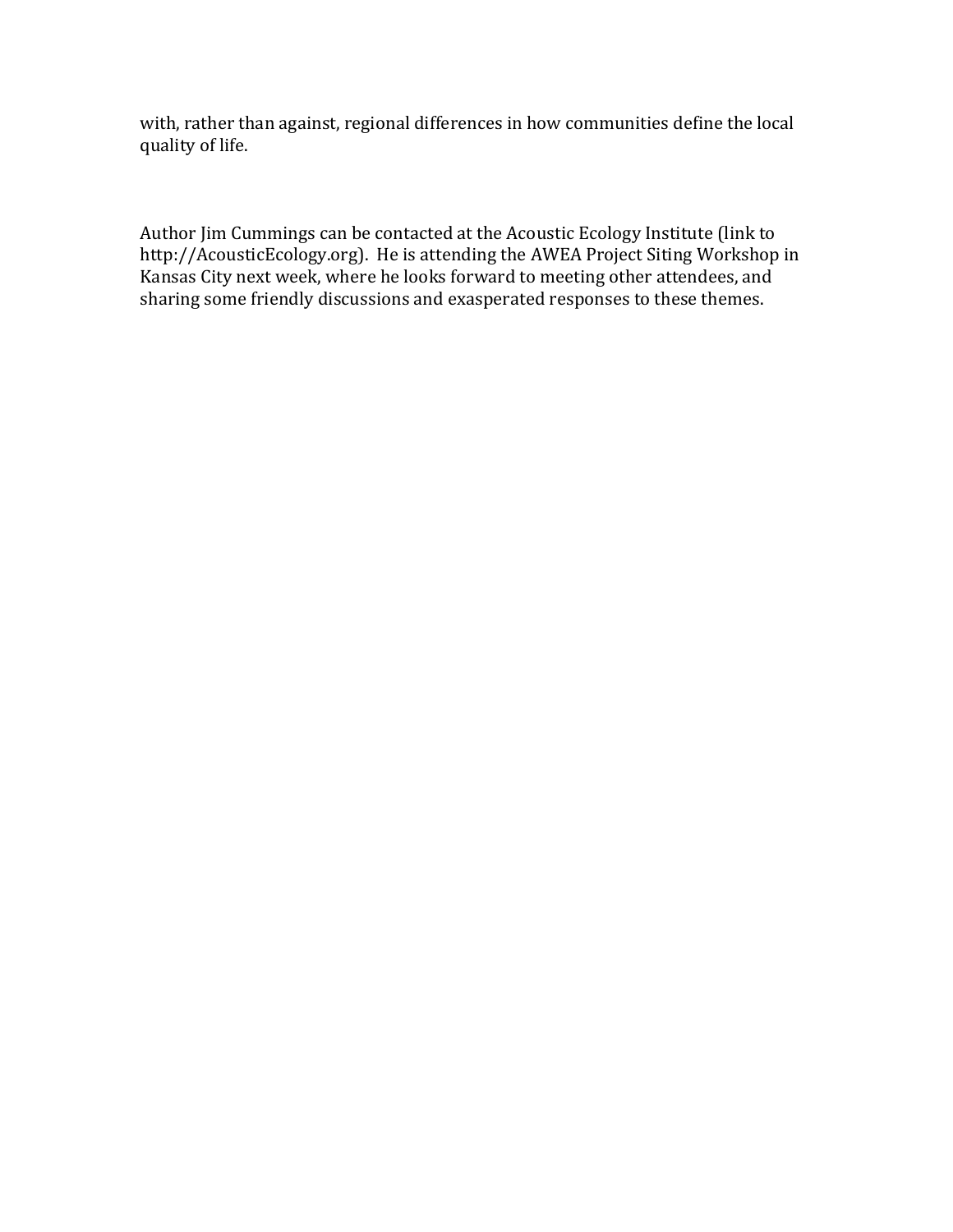with, rather than against, regional differences in how communities define the local quality of life.

Author Jim Cummings can be contacted at the Acoustic Ecology Institute (link to http://AcousticEcology.org). He is attending the AWEA Project Siting Workshop in Kansas City next week, where he looks forward to meeting other attendees, and sharing some friendly discussions and exasperated responses to these themes.